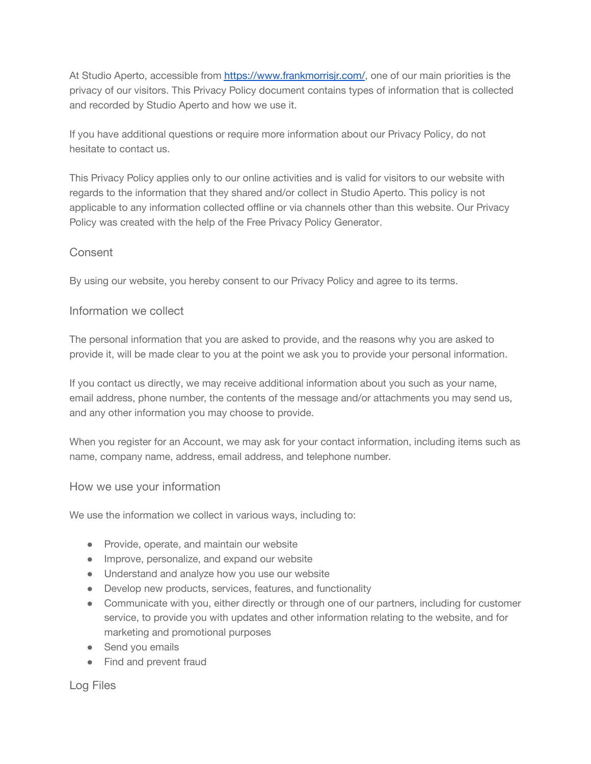At Studio Aperto, accessible from [https://www.frankmorrisjr.com/](https://www.frankmorrisjr.com/), one of our main priorities is the privacy of our visitors. This Privacy Policy document contains types of information that is collected and recorded by Studio Aperto and how we use it.

If you have additional questions or require more information about our Privacy Policy, do not hesitate to contact us.

This Privacy Policy applies only to our online activities and is valid for visitors to our website with regards to the information that they shared and/or collect in Studio Aperto. This policy is not applicable to any information collected offline or via channels other than this website. Our Privacy Policy was created with the help of the Free Privacy Policy Generator.

## Consent

By using our website, you hereby consent to our Privacy Policy and agree to its terms.

## Information we collect

The personal information that you are asked to provide, and the reasons why you are asked to provide it, will be made clear to you at the point we ask you to provide your personal information.

If you contact us directly, we may receive additional information about you such as your name, email address, phone number, the contents of the message and/or attachments you may send us, and any other information you may choose to provide.

When you register for an Account, we may ask for your contact information, including items such as name, company name, address, email address, and telephone number.

## How we use your information

We use the information we collect in various ways, including to:

- Provide, operate, and maintain our website
- Improve, personalize, and expand our website
- Understand and analyze how you use our website
- Develop new products, services, features, and functionality
- Communicate with you, either directly or through one of our partners, including for customer service, to provide you with updates and other information relating to the website, and for marketing and promotional purposes
- Send you emails
- Find and prevent fraud

## Log Files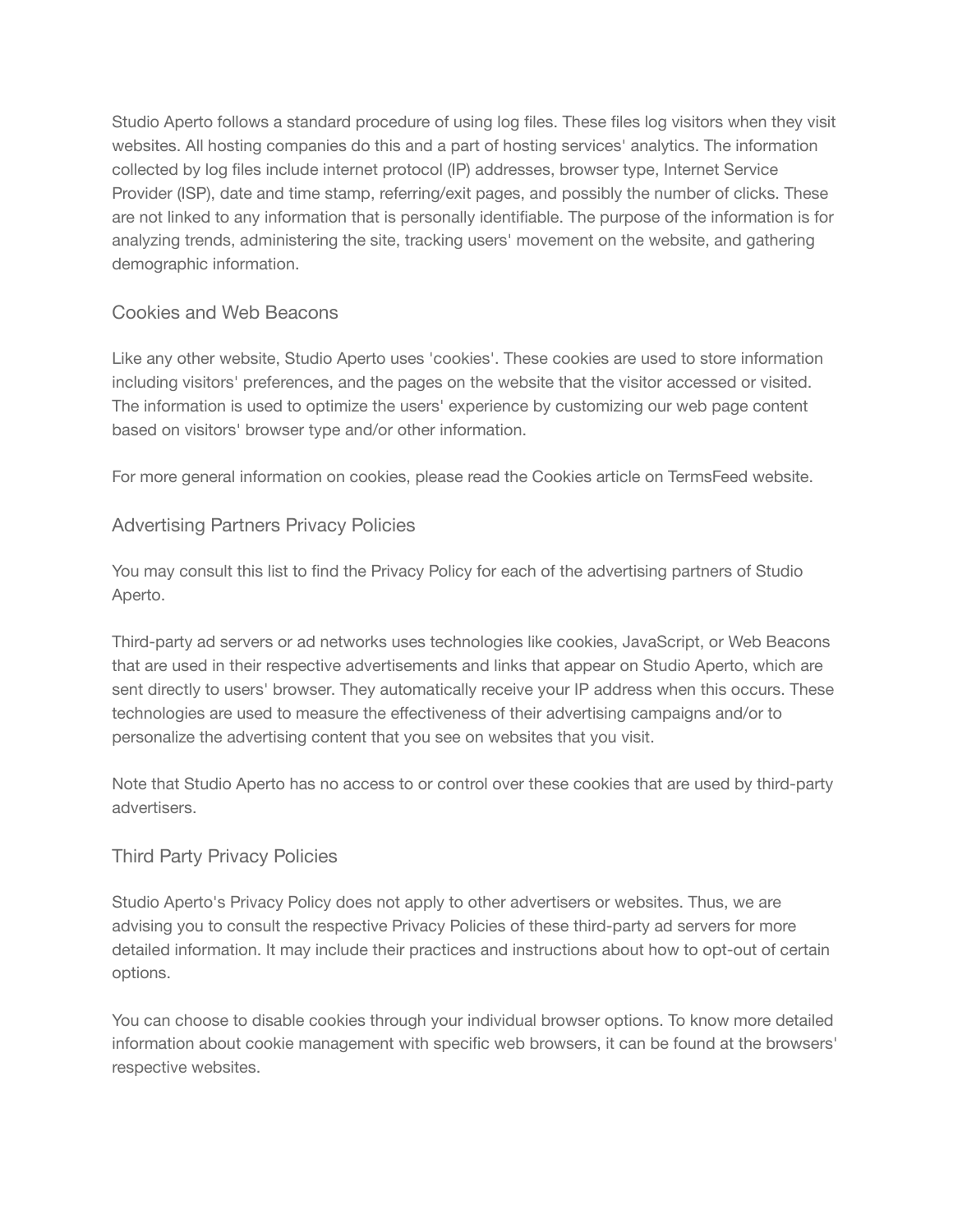Studio Aperto follows a standard procedure of using log files. These files log visitors when they visit websites. All hosting companies do this and a part of hosting services' analytics. The information collected by log files include internet protocol (IP) addresses, browser type, Internet Service Provider (ISP), date and time stamp, referring/exit pages, and possibly the number of clicks. These are not linked to any information that is personally identifiable. The purpose of the information is for analyzing trends, administering the site, tracking users' movement on the website, and gathering demographic information.

## Cookies and Web Beacons

Like any other website, Studio Aperto uses 'cookies'. These cookies are used to store information including visitors' preferences, and the pages on the website that the visitor accessed or visited. The information is used to optimize the users' experience by customizing our web page content based on visitors' browser type and/or other information.

For more general information on cookies, please read the Cookies article on TermsFeed website.

## Advertising Partners Privacy Policies

You may consult this list to find the Privacy Policy for each of the advertising partners of Studio Aperto.

Third-party ad servers or ad networks uses technologies like cookies, JavaScript, or Web Beacons that are used in their respective advertisements and links that appear on Studio Aperto, which are sent directly to users' browser. They automatically receive your IP address when this occurs. These technologies are used to measure the effectiveness of their advertising campaigns and/or to personalize the advertising content that you see on websites that you visit.

Note that Studio Aperto has no access to or control over these cookies that are used by third-party advertisers.

## Third Party Privacy Policies

Studio Aperto's Privacy Policy does not apply to other advertisers or websites. Thus, we are advising you to consult the respective Privacy Policies of these third-party ad servers for more detailed information. It may include their practices and instructions about how to opt-out of certain options.

You can choose to disable cookies through your individual browser options. To know more detailed information about cookie management with specific web browsers, it can be found at the browsers' respective websites.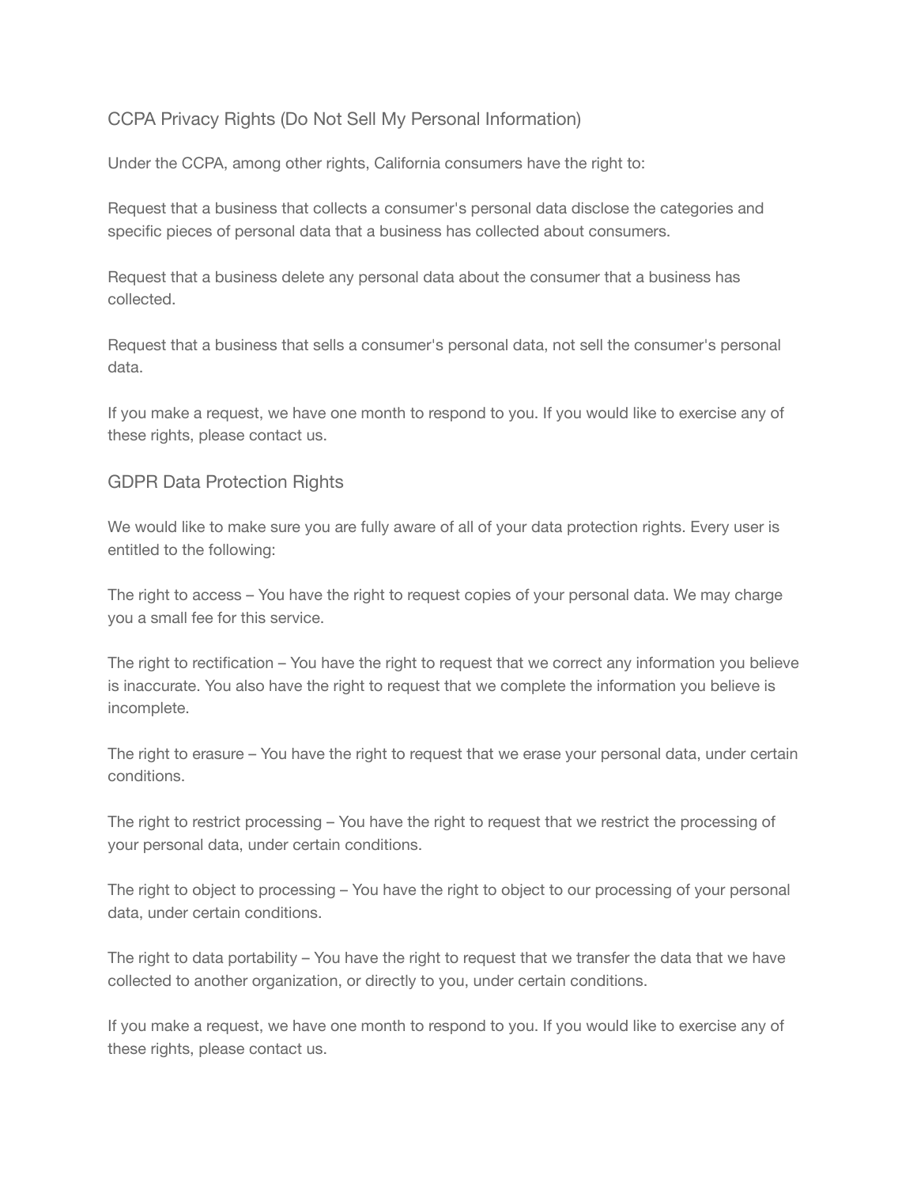## CCPA Privacy Rights (Do Not Sell My Personal Information)

Under the CCPA, among other rights, California consumers have the right to:

Request that a business that collects a consumer's personal data disclose the categories and specific pieces of personal data that a business has collected about consumers.

Request that a business delete any personal data about the consumer that a business has collected.

Request that a business that sells a consumer's personal data, not sell the consumer's personal data.

If you make a request, we have one month to respond to you. If you would like to exercise any of these rights, please contact us.

## GDPR Data Protection Rights

We would like to make sure you are fully aware of all of your data protection rights. Every user is entitled to the following:

The right to access – You have the right to request copies of your personal data. We may charge you a small fee for this service.

The right to rectification – You have the right to request that we correct any information you believe is inaccurate. You also have the right to request that we complete the information you believe is incomplete.

The right to erasure – You have the right to request that we erase your personal data, under certain conditions.

The right to restrict processing – You have the right to request that we restrict the processing of your personal data, under certain conditions.

The right to object to processing – You have the right to object to our processing of your personal data, under certain conditions.

The right to data portability – You have the right to request that we transfer the data that we have collected to another organization, or directly to you, under certain conditions.

If you make a request, we have one month to respond to you. If you would like to exercise any of these rights, please contact us.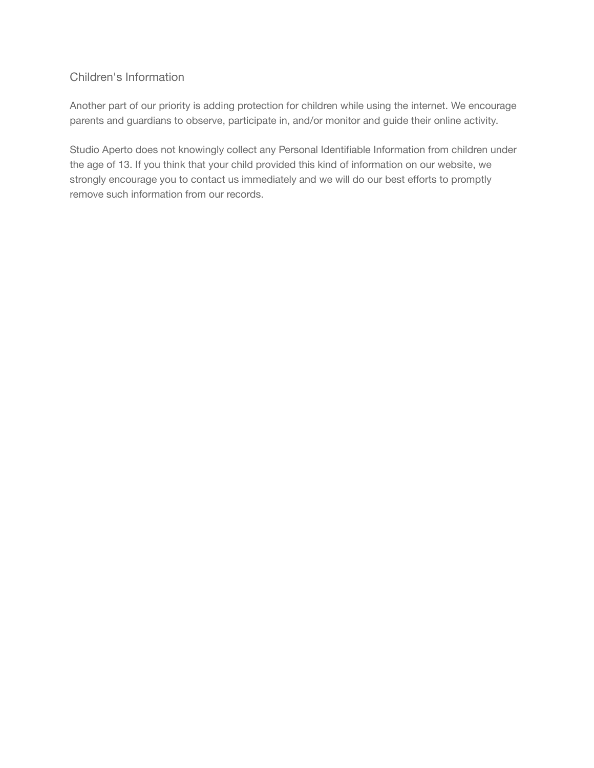## Children's Information

Another part of our priority is adding protection for children while using the internet. We encourage parents and guardians to observe, participate in, and/or monitor and guide their online activity.

Studio Aperto does not knowingly collect any Personal Identifiable Information from children under the age of 13. If you think that your child provided this kind of information on our website, we strongly encourage you to contact us immediately and we will do our best efforts to promptly remove such information from our records.